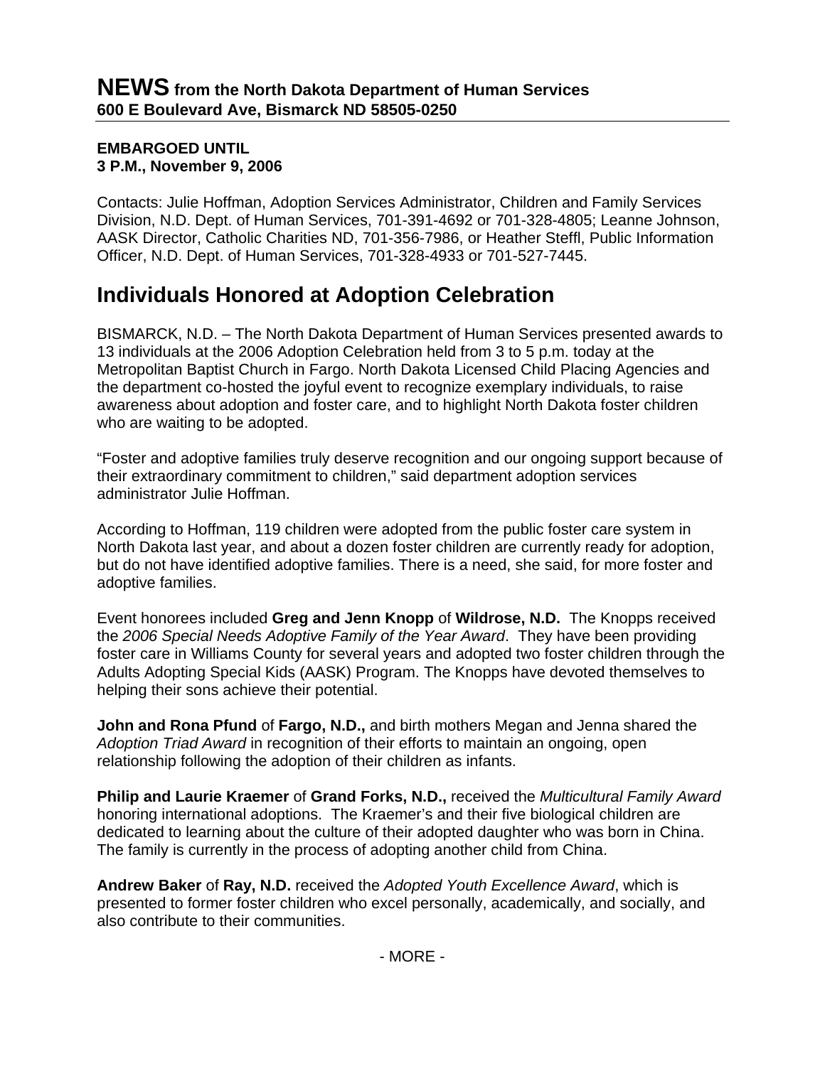# NEWS from the North Dakota Department of Human Services
**600 E Boulevard Ave, Bismarck ND 58505-0250**

**EMBARGOED UNTIL**
**3 P.M., November 9, 2006**

Contacts: Julie Hoffman, Adoption Services Administrator, Children and Family Services Division, N.D. Dept. of Human Services, 701-391-4692 or 701-328-4805; Leanne Johnson, AASK Director, Catholic Charities ND, 701-356-7986, or Heather Steffl, Public Information Officer, N.D. Dept. of Human Services, 701-328-4933 or 701-527-7445.

## Individuals Honored at Adoption Celebration

BISMARCK, N.D. – The North Dakota Department of Human Services presented awards to 13 individuals at the 2006 Adoption Celebration held from 3 to 5 p.m. today at the Metropolitan Baptist Church in Fargo. North Dakota Licensed Child Placing Agencies and the department co-hosted the joyful event to recognize exemplary individuals, to raise awareness about adoption and foster care, and to highlight North Dakota foster children who are waiting to be adopted.

"Foster and adoptive families truly deserve recognition and our ongoing support because of their extraordinary commitment to children," said department adoption services administrator Julie Hoffman.

According to Hoffman, 119 children were adopted from the public foster care system in North Dakota last year, and about a dozen foster children are currently ready for adoption, but do not have identified adoptive families. There is a need, she said, for more foster and adoptive families.

Event honorees included **Greg and Jenn Knopp** of **Wildrose, N.D.** The Knopps received the *2006 Special Needs Adoptive Family of the Year Award*. They have been providing foster care in Williams County for several years and adopted two foster children through the Adults Adopting Special Kids (AASK) Program. The Knopps have devoted themselves to helping their sons achieve their potential.

**John and Rona Pfund** of **Fargo, N.D.,** and birth mothers Megan and Jenna shared the *Adoption Triad Award* in recognition of their efforts to maintain an ongoing, open relationship following the adoption of their children as infants.

**Philip and Laurie Kraemer** of **Grand Forks, N.D.,** received the *Multicultural Family Award* honoring international adoptions. The Kraemer's and their five biological children are dedicated to learning about the culture of their adopted daughter who was born in China. The family is currently in the process of adopting another child from China.

**Andrew Baker** of **Ray, N.D.** received the *Adopted Youth Excellence Award*, which is presented to former foster children who excel personally, academically, and socially, and also contribute to their communities.

- MORE -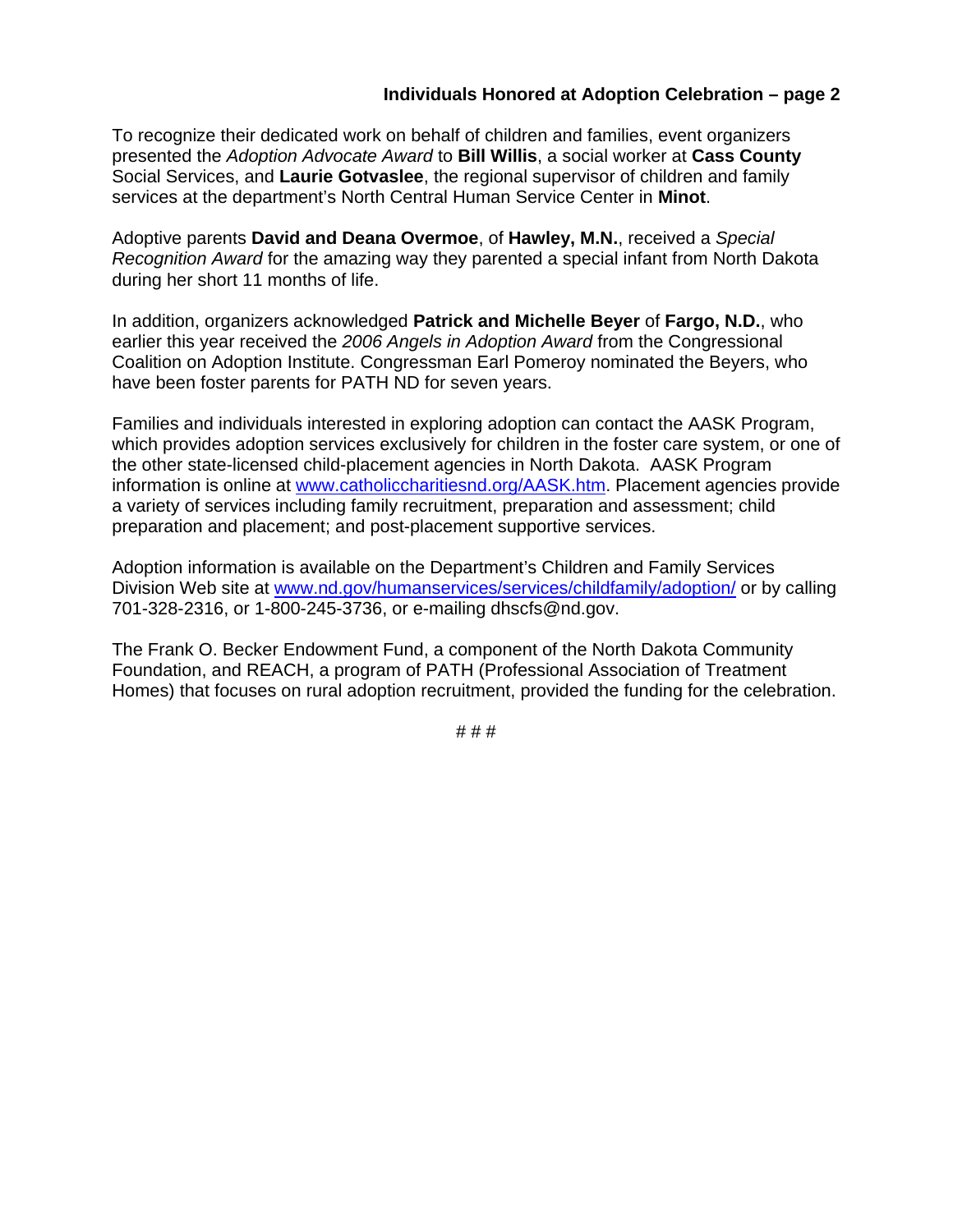To recognize their dedicated work on behalf of children and families, event organizers presented the *Adoption Advocate Award* to **Bill Willis**, a social worker at **Cass County** Social Services, and **Laurie Gotvaslee**, the regional supervisor of children and family services at the department's North Central Human Service Center in **Minot**.

Adoptive parents **David and Deana Overmoe**, of **Hawley, M.N.**, received a *Special Recognition Award* for the amazing way they parented a special infant from North Dakota during her short 11 months of life.

In addition, organizers acknowledged **Patrick and Michelle Beyer** of **Fargo, N.D.**, who earlier this year received the *2006 Angels in Adoption Award* from the Congressional Coalition on Adoption Institute. Congressman Earl Pomeroy nominated the Beyers, who have been foster parents for PATH ND for seven years.

Families and individuals interested in exploring adoption can contact the AASK Program, which provides adoption services exclusively for children in the foster care system, or one of the other state-licensed child-placement agencies in North Dakota. AASK Program information is online at [www.catholiccharitiesnd.org/AASK.htm](http://www.catholiccharitiesnd.org/AASK.htm). Placement agencies provide a variety of services including family recruitment, preparation and assessment; child preparation and placement; and post-placement supportive services.

Adoption information is available on the Department's Children and Family Services Division Web site at [www.nd.gov/humanservices/services/childfamily/adoption/](http://www.nd.gov/humanservices/services/childfamily/adoption/) or by calling 701-328-2316, or 1-800-245-3736, or e-mailing dhscfs@nd.gov.

The Frank O. Becker Endowment Fund, a component of the North Dakota Community Foundation, and REACH, a program of PATH (Professional Association of Treatment Homes) that focuses on rural adoption recruitment, provided the funding for the celebration.

# # #